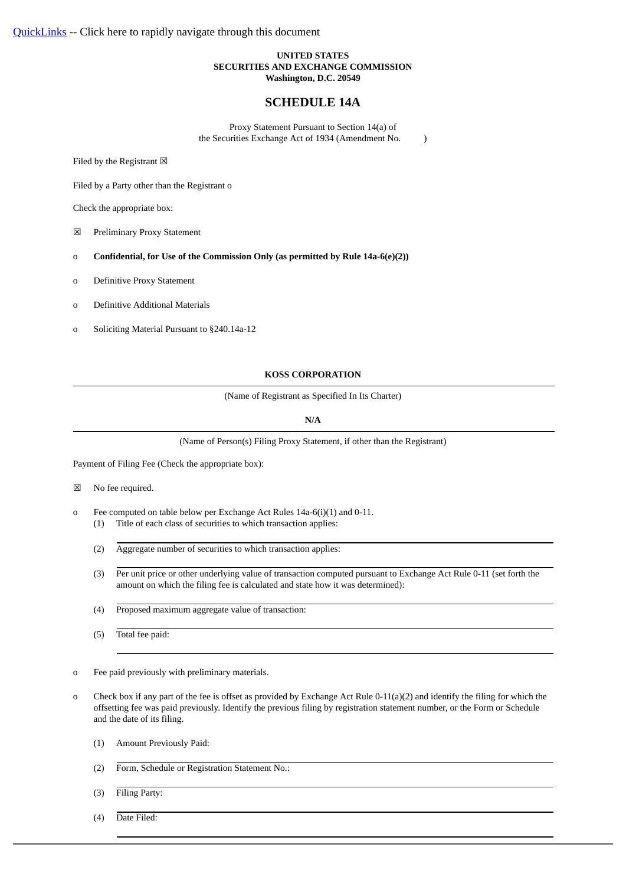[QuickLinks](#) -- Click here to rapidly navigate through this document

**UNITED STATES**
**SECURITIES AND EXCHANGE COMMISSION**
**Washington, D.C. 20549**

## SCHEDULE 14A

Proxy Statement Pursuant to Section 14(a) of
the Securities Exchange Act of 1934 (Amendment No. )

Filed by the Registrant ☒

Filed by a Party other than the Registrant o

Check the appropriate box:

☒ Preliminary Proxy Statement

o **Confidential, for Use of the Commission Only (as permitted by Rule 14a-6(e)(2))**

o Definitive Proxy Statement

o Definitive Additional Materials

o Soliciting Material Pursuant to §240.14a-12

**KOSS CORPORATION**

(Name of Registrant as Specified In Its Charter)

**N/A**

(Name of Person(s) Filing Proxy Statement, if other than the Registrant)

Payment of Filing Fee (Check the appropriate box):

☒ No fee required.

o Fee computed on table below per Exchange Act Rules 14a-6(i)(1) and 0-11.

(1) Title of each class of securities to which transaction applies:

(2) Aggregate number of securities to which transaction applies:

(3) Per unit price or other underlying value of transaction computed pursuant to Exchange Act Rule 0-11 (set forth the amount on which the filing fee is calculated and state how it was determined):

(4) Proposed maximum aggregate value of transaction:

(5) Total fee paid:

o Fee paid previously with preliminary materials.

o Check box if any part of the fee is offset as provided by Exchange Act Rule 0-11(a)(2) and identify the filing for which the offsetting fee was paid previously. Identify the previous filing by registration statement number, or the Form or Schedule and the date of its filing.

(1) Amount Previously Paid:

(2) Form, Schedule or Registration Statement No.:

(3) Filing Party:

(4) Date Filed: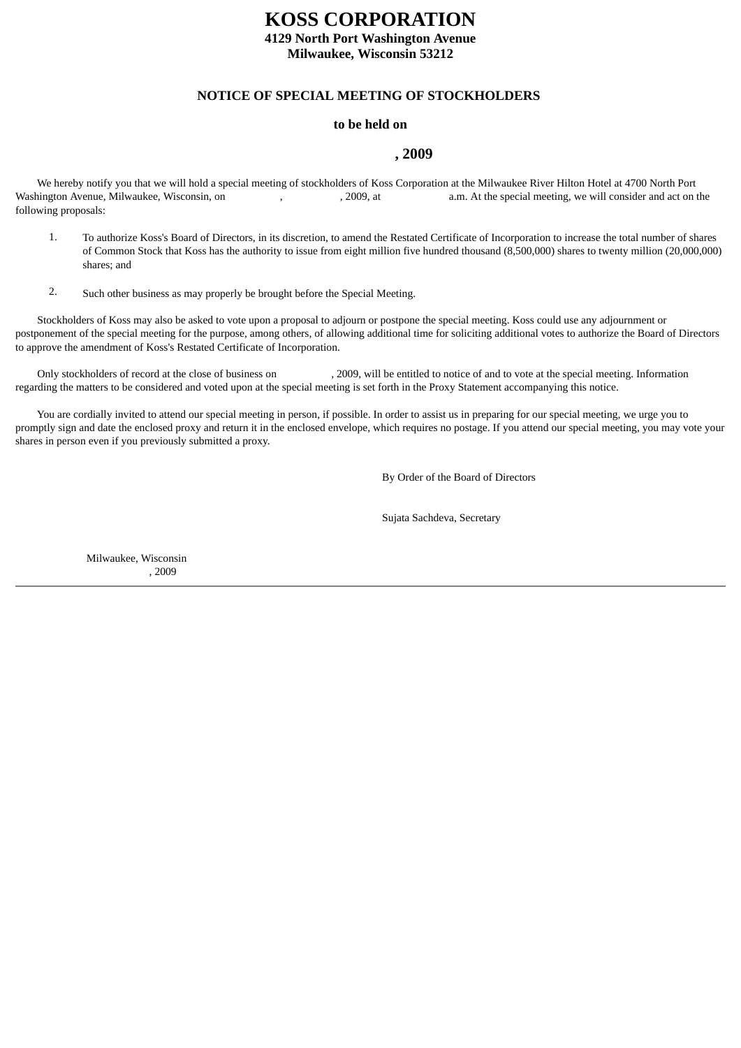# KOSS CORPORATION

**4129 North Port Washington Avenue**
**Milwaukee, Wisconsin 53212**

## NOTICE OF SPECIAL MEETING OF STOCKHOLDERS

**to be held on**

**, 2009**

We hereby notify you that we will hold a special meeting of stockholders of Koss Corporation at the Milwaukee River Hilton Hotel at 4700 North Port Washington Avenue, Milwaukee, Wisconsin, on , , 2009, at a.m. At the special meeting, we will consider and act on the following proposals:

1. To authorize Koss's Board of Directors, in its discretion, to amend the Restated Certificate of Incorporation to increase the total number of shares of Common Stock that Koss has the authority to issue from eight million five hundred thousand (8,500,000) shares to twenty million (20,000,000) shares; and

2. Such other business as may properly be brought before the Special Meeting.

Stockholders of Koss may also be asked to vote upon a proposal to adjourn or postpone the special meeting. Koss could use any adjournment or postponement of the special meeting for the purpose, among others, of allowing additional time for soliciting additional votes to authorize the Board of Directors to approve the amendment of Koss's Restated Certificate of Incorporation.

Only stockholders of record at the close of business on , 2009, will be entitled to notice of and to vote at the special meeting. Information regarding the matters to be considered and voted upon at the special meeting is set forth in the Proxy Statement accompanying this notice.

You are cordially invited to attend our special meeting in person, if possible. In order to assist us in preparing for our special meeting, we urge you to promptly sign and date the enclosed proxy and return it in the enclosed envelope, which requires no postage. If you attend our special meeting, you may vote your shares in person even if you previously submitted a proxy.

By Order of the Board of Directors

Sujata Sachdeva, Secretary

Milwaukee, Wisconsin
, 2009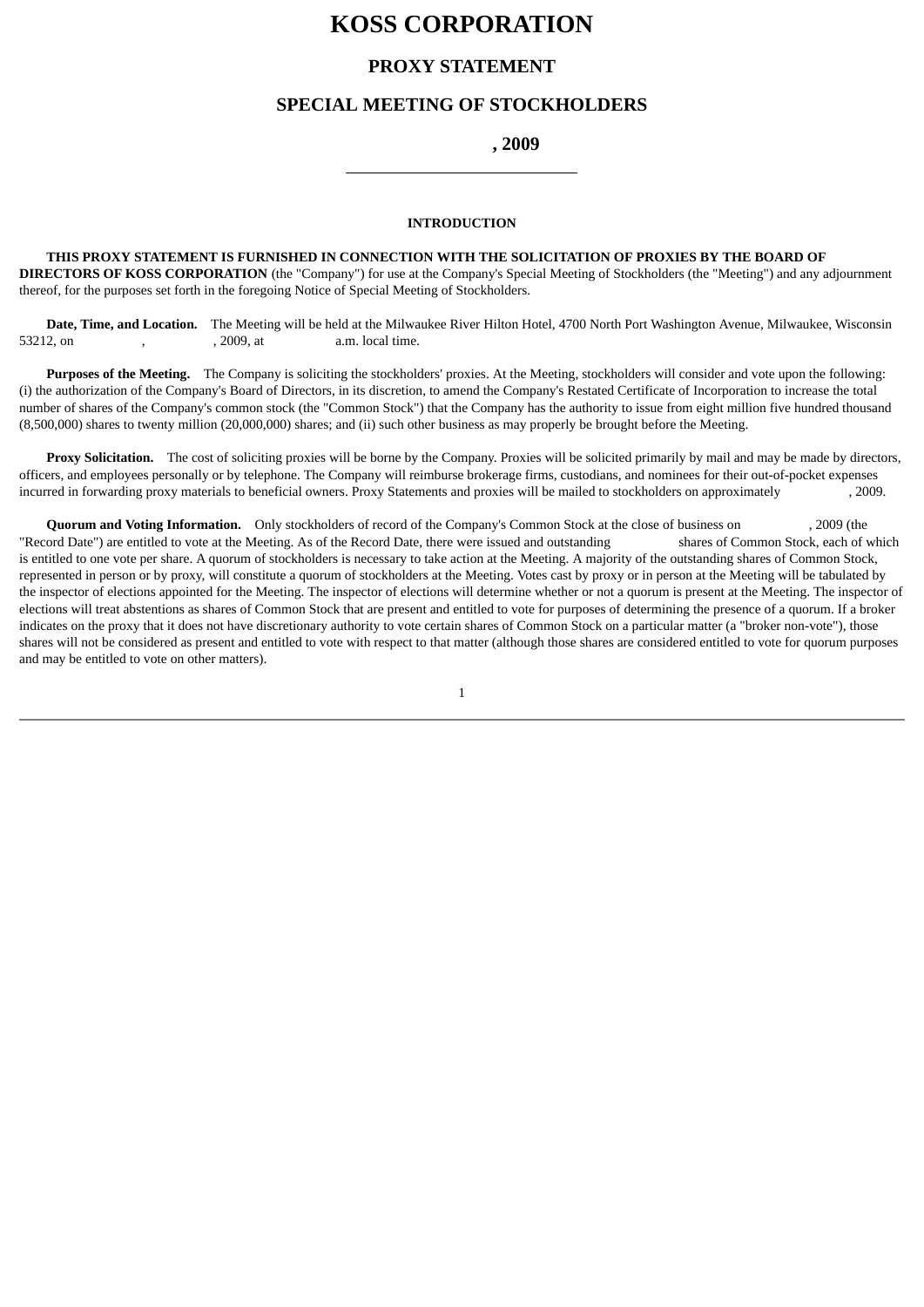# KOSS CORPORATION

## PROXY STATEMENT

## SPECIAL MEETING OF STOCKHOLDERS

## , 2009

---

#### INTRODUCTION

**THIS PROXY STATEMENT IS FURNISHED IN CONNECTION WITH THE SOLICITATION OF PROXIES BY THE BOARD OF DIRECTORS OF KOSS CORPORATION** (the "Company") for use at the Company's Special Meeting of Stockholders (the "Meeting") and any adjournment thereof, for the purposes set forth in the foregoing Notice of Special Meeting of Stockholders.

**Date, Time, and Location.** The Meeting will be held at the Milwaukee River Hilton Hotel, 4700 North Port Washington Avenue, Milwaukee, Wisconsin 53212, on , , 2009, at a.m. local time.

**Purposes of the Meeting.** The Company is soliciting the stockholders' proxies. At the Meeting, stockholders will consider and vote upon the following: (i) the authorization of the Company's Board of Directors, in its discretion, to amend the Company's Restated Certificate of Incorporation to increase the total number of shares of the Company's common stock (the "Common Stock") that the Company has the authority to issue from eight million five hundred thousand (8,500,000) shares to twenty million (20,000,000) shares; and (ii) such other business as may properly be brought before the Meeting.

**Proxy Solicitation.** The cost of soliciting proxies will be borne by the Company. Proxies will be solicited primarily by mail and may be made by directors, officers, and employees personally or by telephone. The Company will reimburse brokerage firms, custodians, and nominees for their out-of-pocket expenses incurred in forwarding proxy materials to beneficial owners. Proxy Statements and proxies will be mailed to stockholders on approximately , 2009.

**Quorum and Voting Information.** Only stockholders of record of the Company's Common Stock at the close of business on , 2009 (the "Record Date") are entitled to vote at the Meeting. As of the Record Date, there were issued and outstanding shares of Common Stock, each of which is entitled to one vote per share. A quorum of stockholders is necessary to take action at the Meeting. A majority of the outstanding shares of Common Stock, represented in person or by proxy, will constitute a quorum of stockholders at the Meeting. Votes cast by proxy or in person at the Meeting will be tabulated by the inspector of elections appointed for the Meeting. The inspector of elections will determine whether or not a quorum is present at the Meeting. The inspector of elections will treat abstentions as shares of Common Stock that are present and entitled to vote for purposes of determining the presence of a quorum. If a broker indicates on the proxy that it does not have discretionary authority to vote certain shares of Common Stock on a particular matter (a "broker non-vote"), those shares will not be considered as present and entitled to vote with respect to that matter (although those shares are considered entitled to vote for quorum purposes and may be entitled to vote on other matters).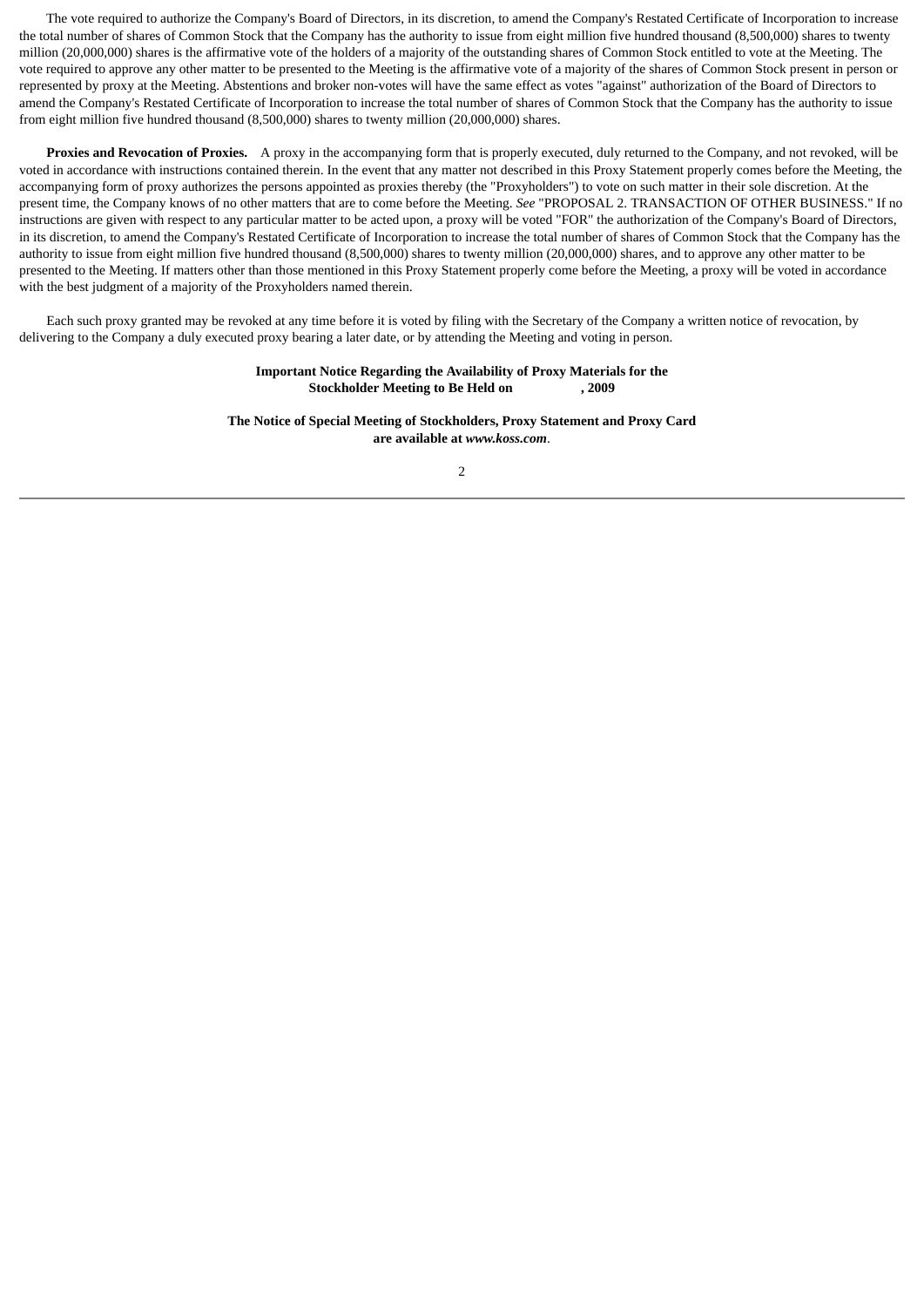The vote required to authorize the Company's Board of Directors, in its discretion, to amend the Company's Restated Certificate of Incorporation to increase the total number of shares of Common Stock that the Company has the authority to issue from eight million five hundred thousand (8,500,000) shares to twenty million (20,000,000) shares is the affirmative vote of the holders of a majority of the outstanding shares of Common Stock entitled to vote at the Meeting. The vote required to approve any other matter to be presented to the Meeting is the affirmative vote of a majority of the shares of Common Stock present in person or represented by proxy at the Meeting. Abstentions and broker non-votes will have the same effect as votes "against" authorization of the Board of Directors to amend the Company's Restated Certificate of Incorporation to increase the total number of shares of Common Stock that the Company has the authority to issue from eight million five hundred thousand (8,500,000) shares to twenty million (20,000,000) shares.

**Proxies and Revocation of Proxies.** A proxy in the accompanying form that is properly executed, duly returned to the Company, and not revoked, will be voted in accordance with instructions contained therein. In the event that any matter not described in this Proxy Statement properly comes before the Meeting, the accompanying form of proxy authorizes the persons appointed as proxies thereby (the "Proxyholders") to vote on such matter in their sole discretion. At the present time, the Company knows of no other matters that are to come before the Meeting. *See* "PROPOSAL 2. TRANSACTION OF OTHER BUSINESS." If no instructions are given with respect to any particular matter to be acted upon, a proxy will be voted "FOR" the authorization of the Company's Board of Directors, in its discretion, to amend the Company's Restated Certificate of Incorporation to increase the total number of shares of Common Stock that the Company has the authority to issue from eight million five hundred thousand (8,500,000) shares to twenty million (20,000,000) shares, and to approve any other matter to be presented to the Meeting. If matters other than those mentioned in this Proxy Statement properly come before the Meeting, a proxy will be voted in accordance with the best judgment of a majority of the Proxyholders named therein.

Each such proxy granted may be revoked at any time before it is voted by filing with the Secretary of the Company a written notice of revocation, by delivering to the Company a duly executed proxy bearing a later date, or by attending the Meeting and voting in person.

**Important Notice Regarding the Availability of Proxy Materials for the Stockholder Meeting to Be Held on , 2009**

**The Notice of Special Meeting of Stockholders, Proxy Statement and Proxy Card are available at *www.koss.com*.**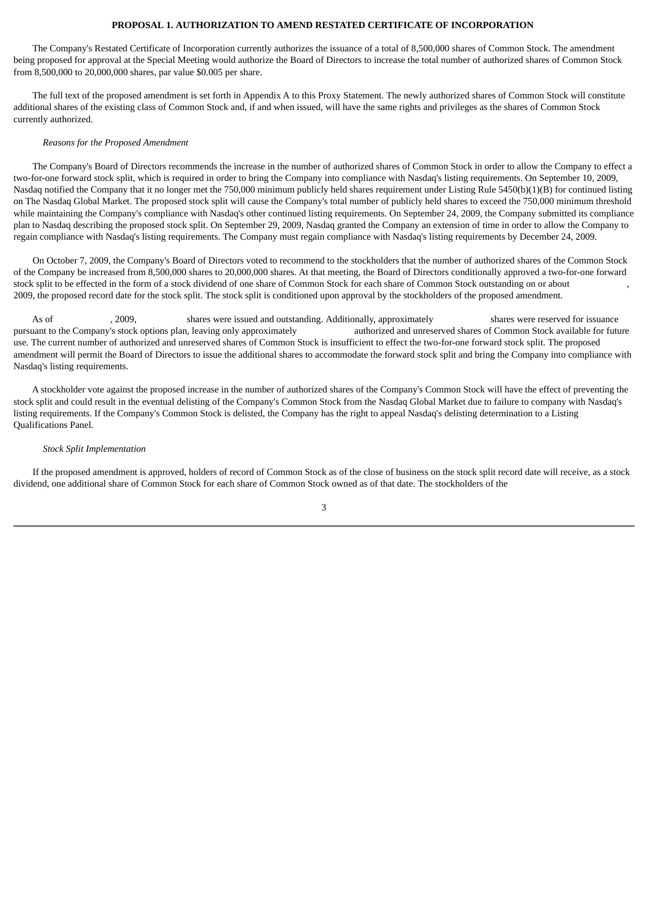**PROPOSAL 1. AUTHORIZATION TO AMEND RESTATED CERTIFICATE OF INCORPORATION**

The Company's Restated Certificate of Incorporation currently authorizes the issuance of a total of 8,500,000 shares of Common Stock. The amendment being proposed for approval at the Special Meeting would authorize the Board of Directors to increase the total number of authorized shares of Common Stock from 8,500,000 to 20,000,000 shares, par value $0.005 per share.

The full text of the proposed amendment is set forth in Appendix A to this Proxy Statement. The newly authorized shares of Common Stock will constitute additional shares of the existing class of Common Stock and, if and when issued, will have the same rights and privileges as the shares of Common Stock currently authorized.

*Reasons for the Proposed Amendment*

The Company's Board of Directors recommends the increase in the number of authorized shares of Common Stock in order to allow the Company to effect a two-for-one forward stock split, which is required in order to bring the Company into compliance with Nasdaq's listing requirements. On September 10, 2009, Nasdaq notified the Company that it no longer met the 750,000 minimum publicly held shares requirement under Listing Rule 5450(b)(1)(B) for continued listing on The Nasdaq Global Market. The proposed stock split will cause the Company's total number of publicly held shares to exceed the 750,000 minimum threshold while maintaining the Company's compliance with Nasdaq's other continued listing requirements. On September 24, 2009, the Company submitted its compliance plan to Nasdaq describing the proposed stock split. On September 29, 2009, Nasdaq granted the Company an extension of time in order to allow the Company to regain compliance with Nasdaq's listing requirements. The Company must regain compliance with Nasdaq's listing requirements by December 24, 2009.

On October 7, 2009, the Company's Board of Directors voted to recommend to the stockholders that the number of authorized shares of the Common Stock of the Company be increased from 8,500,000 shares to 20,000,000 shares. At that meeting, the Board of Directors conditionally approved a two-for-one forward stock split to be effected in the form of a stock dividend of one share of Common Stock for each share of Common Stock outstanding on or about , 2009, the proposed record date for the stock split. The stock split is conditioned upon approval by the stockholders of the proposed amendment.

As of , 2009, shares were issued and outstanding. Additionally, approximately shares were reserved for issuance pursuant to the Company's stock options plan, leaving only approximately authorized and unreserved shares of Common Stock available for future use. The current number of authorized and unreserved shares of Common Stock is insufficient to effect the two-for-one forward stock split. The proposed amendment will permit the Board of Directors to issue the additional shares to accommodate the forward stock split and bring the Company into compliance with Nasdaq's listing requirements.

A stockholder vote against the proposed increase in the number of authorized shares of the Company's Common Stock will have the effect of preventing the stock split and could result in the eventual delisting of the Company's Common Stock from the Nasdaq Global Market due to failure to company with Nasdaq's listing requirements. If the Company's Common Stock is delisted, the Company has the right to appeal Nasdaq's delisting determination to a Listing Qualifications Panel.

*Stock Split Implementation*

If the proposed amendment is approved, holders of record of Common Stock as of the close of business on the stock split record date will receive, as a stock dividend, one additional share of Common Stock for each share of Common Stock owned as of that date. The stockholders of the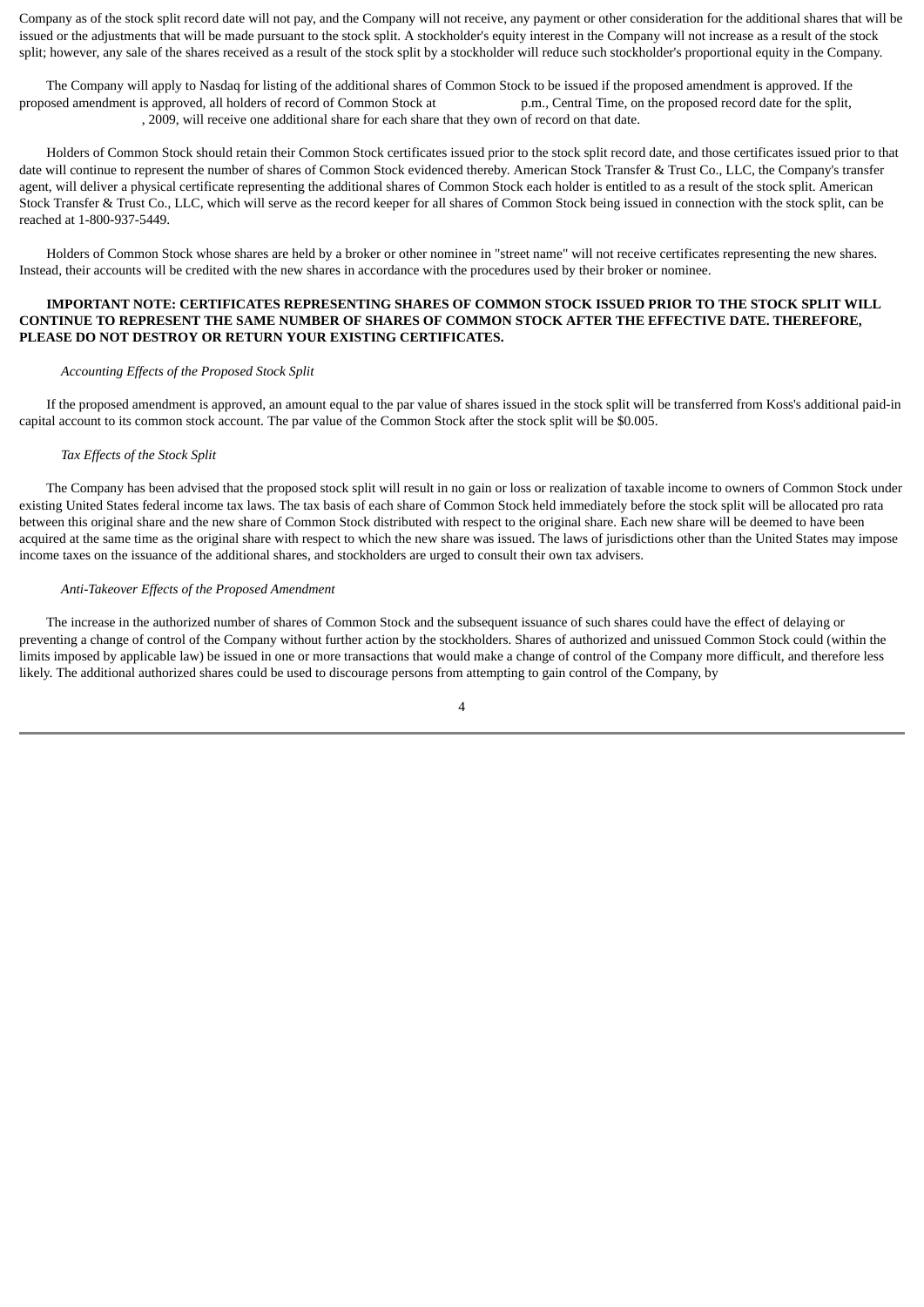Company as of the stock split record date will not pay, and the Company will not receive, any payment or other consideration for the additional shares that will be issued or the adjustments that will be made pursuant to the stock split. A stockholder's equity interest in the Company will not increase as a result of the stock split; however, any sale of the shares received as a result of the stock split by a stockholder will reduce such stockholder's proportional equity in the Company.

The Company will apply to Nasdaq for listing of the additional shares of Common Stock to be issued if the proposed amendment is approved. If the proposed amendment is approved, all holders of record of Common Stock at            p.m., Central Time, on the proposed record date for the split,            , 2009, will receive one additional share for each share that they own of record on that date.

Holders of Common Stock should retain their Common Stock certificates issued prior to the stock split record date, and those certificates issued prior to that date will continue to represent the number of shares of Common Stock evidenced thereby. American Stock Transfer & Trust Co., LLC, the Company's transfer agent, will deliver a physical certificate representing the additional shares of Common Stock each holder is entitled to as a result of the stock split. American Stock Transfer & Trust Co., LLC, which will serve as the record keeper for all shares of Common Stock being issued in connection with the stock split, can be reached at 1-800-937-5449.

Holders of Common Stock whose shares are held by a broker or other nominee in "street name" will not receive certificates representing the new shares. Instead, their accounts will be credited with the new shares in accordance with the procedures used by their broker or nominee.

**IMPORTANT NOTE: CERTIFICATES REPRESENTING SHARES OF COMMON STOCK ISSUED PRIOR TO THE STOCK SPLIT WILL CONTINUE TO REPRESENT THE SAME NUMBER OF SHARES OF COMMON STOCK AFTER THE EFFECTIVE DATE. THEREFORE, PLEASE DO NOT DESTROY OR RETURN YOUR EXISTING CERTIFICATES.**

*Accounting Effects of the Proposed Stock Split*

If the proposed amendment is approved, an amount equal to the par value of shares issued in the stock split will be transferred from Koss's additional paid-in capital account to its common stock account. The par value of the Common Stock after the stock split will be $0.005.

*Tax Effects of the Stock Split*

The Company has been advised that the proposed stock split will result in no gain or loss or realization of taxable income to owners of Common Stock under existing United States federal income tax laws. The tax basis of each share of Common Stock held immediately before the stock split will be allocated pro rata between this original share and the new share of Common Stock distributed with respect to the original share. Each new share will be deemed to have been acquired at the same time as the original share with respect to which the new share was issued. The laws of jurisdictions other than the United States may impose income taxes on the issuance of the additional shares, and stockholders are urged to consult their own tax advisers.

*Anti-Takeover Effects of the Proposed Amendment*

The increase in the authorized number of shares of Common Stock and the subsequent issuance of such shares could have the effect of delaying or preventing a change of control of the Company without further action by the stockholders. Shares of authorized and unissued Common Stock could (within the limits imposed by applicable law) be issued in one or more transactions that would make a change of control of the Company more difficult, and therefore less likely. The additional authorized shares could be used to discourage persons from attempting to gain control of the Company, by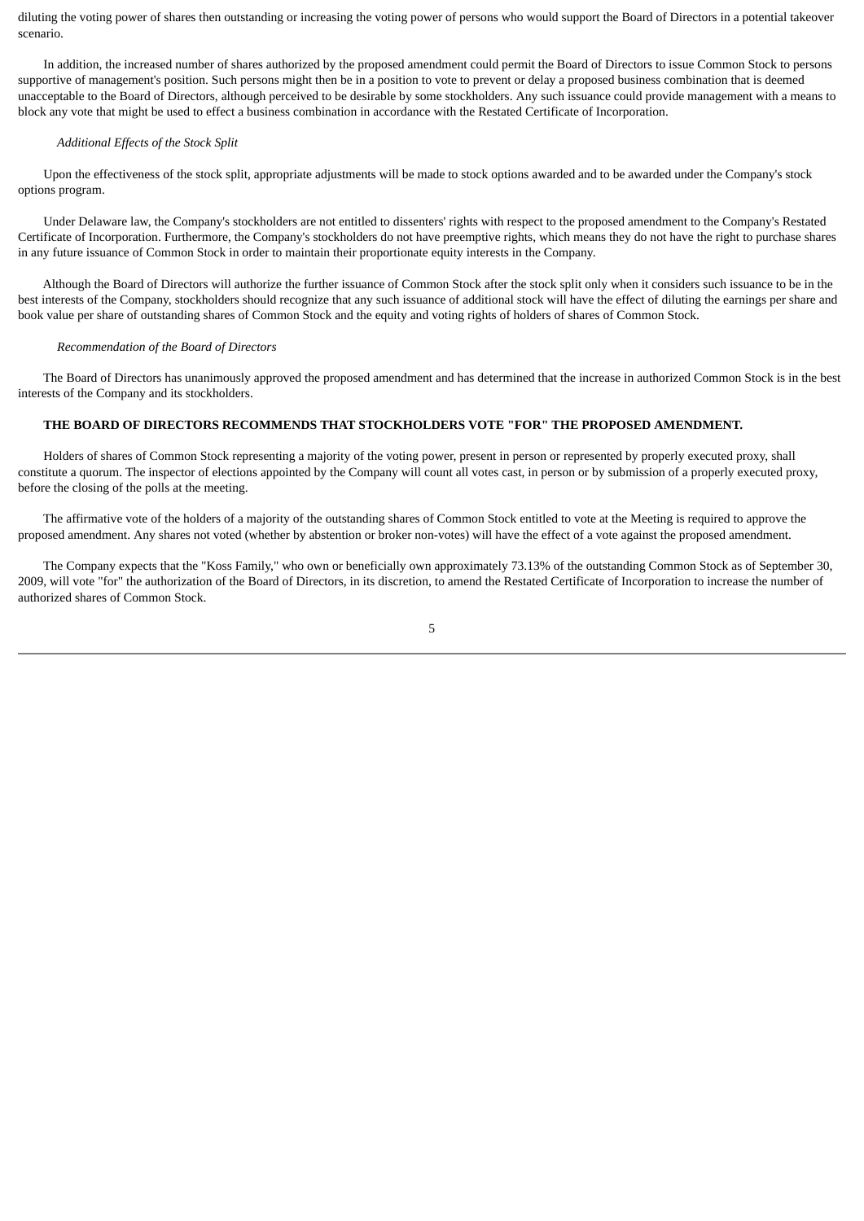diluting the voting power of shares then outstanding or increasing the voting power of persons who would support the Board of Directors in a potential takeover scenario.

In addition, the increased number of shares authorized by the proposed amendment could permit the Board of Directors to issue Common Stock to persons supportive of management's position. Such persons might then be in a position to vote to prevent or delay a proposed business combination that is deemed unacceptable to the Board of Directors, although perceived to be desirable by some stockholders. Any such issuance could provide management with a means to block any vote that might be used to effect a business combination in accordance with the Restated Certificate of Incorporation.

*Additional Effects of the Stock Split*

Upon the effectiveness of the stock split, appropriate adjustments will be made to stock options awarded and to be awarded under the Company's stock options program.

Under Delaware law, the Company's stockholders are not entitled to dissenters' rights with respect to the proposed amendment to the Company's Restated Certificate of Incorporation. Furthermore, the Company's stockholders do not have preemptive rights, which means they do not have the right to purchase shares in any future issuance of Common Stock in order to maintain their proportionate equity interests in the Company.

Although the Board of Directors will authorize the further issuance of Common Stock after the stock split only when it considers such issuance to be in the best interests of the Company, stockholders should recognize that any such issuance of additional stock will have the effect of diluting the earnings per share and book value per share of outstanding shares of Common Stock and the equity and voting rights of holders of shares of Common Stock.

*Recommendation of the Board of Directors*

The Board of Directors has unanimously approved the proposed amendment and has determined that the increase in authorized Common Stock is in the best interests of the Company and its stockholders.

**THE BOARD OF DIRECTORS RECOMMENDS THAT STOCKHOLDERS VOTE "FOR" THE PROPOSED AMENDMENT.**

Holders of shares of Common Stock representing a majority of the voting power, present in person or represented by properly executed proxy, shall constitute a quorum. The inspector of elections appointed by the Company will count all votes cast, in person or by submission of a properly executed proxy, before the closing of the polls at the meeting.

The affirmative vote of the holders of a majority of the outstanding shares of Common Stock entitled to vote at the Meeting is required to approve the proposed amendment. Any shares not voted (whether by abstention or broker non-votes) will have the effect of a vote against the proposed amendment.

The Company expects that the "Koss Family," who own or beneficially own approximately 73.13% of the outstanding Common Stock as of September 30, 2009, will vote "for" the authorization of the Board of Directors, in its discretion, to amend the Restated Certificate of Incorporation to increase the number of authorized shares of Common Stock.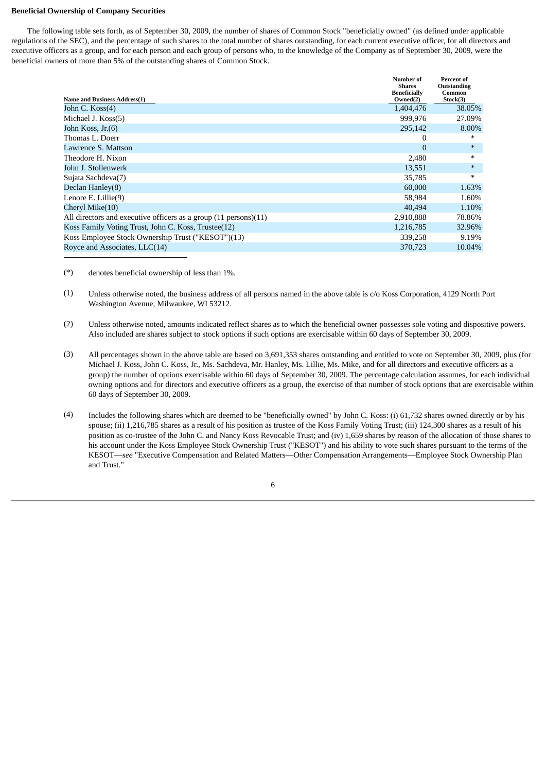**Beneficial Ownership of Company Securities**

The following table sets forth, as of September 30, 2009, the number of shares of Common Stock "beneficially owned" (as defined under applicable regulations of the SEC), and the percentage of such shares to the total number of shares outstanding, for each current executive officer, for all directors and executive officers as a group, and for each person and each group of persons who, to the knowledge of the Company as of September 30, 2009, were the beneficial owners of more than 5% of the outstanding shares of Common Stock.

| Name and Business Address(1) | Number of Shares Beneficially Owned(2) | Percent of Outstanding Common Stock(3) |
|---|---|---|
| John C. Koss(4) | 1,404,476 | 38.05% |
| Michael J. Koss(5) | 999,976 | 27.09% |
| John Koss, Jr.(6) | 295,142 | 8.00% |
| Thomas L. Doerr | 0 | * |
| Lawrence S. Mattson | 0 | * |
| Theodore H. Nixon | 2,480 | * |
| John J. Stollenwerk | 13,551 | * |
| Sujata Sachdeva(7) | 35,785 | * |
| Declan Hanley(8) | 60,000 | 1.63% |
| Lenore E. Lillie(9) | 58,984 | 1.60% |
| Cheryl Mike(10) | 40,494 | 1.10% |
| All directors and executive officers as a group (11 persons)(11) | 2,910,888 | 78.86% |
| Koss Family Voting Trust, John C. Koss, Trustee(12) | 1,216,785 | 32.96% |
| Koss Employee Stock Ownership Trust ("KESOT")(13) | 339,258 | 9.19% |
| Royce and Associates, LLC(14) | 370,723 | 10.04% |

(*) denotes beneficial ownership of less than 1%.

(1) Unless otherwise noted, the business address of all persons named in the above table is c/o Koss Corporation, 4129 North Port Washington Avenue, Milwaukee, WI 53212.

(2) Unless otherwise noted, amounts indicated reflect shares as to which the beneficial owner possesses sole voting and dispositive powers. Also included are shares subject to stock options if such options are exercisable within 60 days of September 30, 2009.

(3) All percentages shown in the above table are based on 3,691,353 shares outstanding and entitled to vote on September 30, 2009, plus (for Michael J. Koss, John C. Koss, Jr., Ms. Sachdeva, Mr. Hanley, Ms. Lillie, Ms. Mike, and for all directors and executive officers as a group) the number of options exercisable within 60 days of September 30, 2009. The percentage calculation assumes, for each individual owning options and for directors and executive officers as a group, the exercise of that number of stock options that are exercisable within 60 days of September 30, 2009.

(4) Includes the following shares which are deemed to be "beneficially owned" by John C. Koss: (i) 61,732 shares owned directly or by his spouse; (ii) 1,216,785 shares as a result of his position as trustee of the Koss Family Voting Trust; (iii) 124,300 shares as a result of his position as co-trustee of the John C. and Nancy Koss Revocable Trust; and (iv) 1,659 shares by reason of the allocation of those shares to his account under the Koss Employee Stock Ownership Trust ("KESOT") and his ability to vote such shares pursuant to the terms of the KESOT—*see* "Executive Compensation and Related Matters—Other Compensation Arrangements—Employee Stock Ownership Plan and Trust."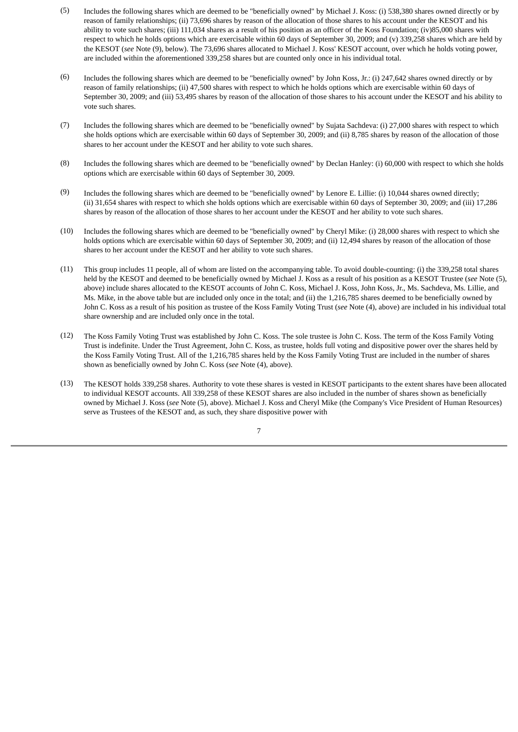(5) Includes the following shares which are deemed to be "beneficially owned" by Michael J. Koss: (i) 538,380 shares owned directly or by reason of family relationships; (ii) 73,696 shares by reason of the allocation of those shares to his account under the KESOT and his ability to vote such shares; (iii) 111,034 shares as a result of his position as an officer of the Koss Foundation; (iv)85,000 shares with respect to which he holds options which are exercisable within 60 days of September 30, 2009; and (v) 339,258 shares which are held by the KESOT (*see* Note (9), below). The 73,696 shares allocated to Michael J. Koss' KESOT account, over which he holds voting power, are included within the aforementioned 339,258 shares but are counted only once in his individual total.

(6) Includes the following shares which are deemed to be "beneficially owned" by John Koss, Jr.: (i) 247,642 shares owned directly or by reason of family relationships; (ii) 47,500 shares with respect to which he holds options which are exercisable within 60 days of September 30, 2009; and (iii) 53,495 shares by reason of the allocation of those shares to his account under the KESOT and his ability to vote such shares.

(7) Includes the following shares which are deemed to be "beneficially owned" by Sujata Sachdeva: (i) 27,000 shares with respect to which she holds options which are exercisable within 60 days of September 30, 2009; and (ii) 8,785 shares by reason of the allocation of those shares to her account under the KESOT and her ability to vote such shares.

(8) Includes the following shares which are deemed to be "beneficially owned" by Declan Hanley: (i) 60,000 with respect to which she holds options which are exercisable within 60 days of September 30, 2009.

(9) Includes the following shares which are deemed to be "beneficially owned" by Lenore E. Lillie: (i) 10,044 shares owned directly; (ii) 31,654 shares with respect to which she holds options which are exercisable within 60 days of September 30, 2009; and (iii) 17,286 shares by reason of the allocation of those shares to her account under the KESOT and her ability to vote such shares.

(10) Includes the following shares which are deemed to be "beneficially owned" by Cheryl Mike: (i) 28,000 shares with respect to which she holds options which are exercisable within 60 days of September 30, 2009; and (ii) 12,494 shares by reason of the allocation of those shares to her account under the KESOT and her ability to vote such shares.

(11) This group includes 11 people, all of whom are listed on the accompanying table. To avoid double-counting: (i) the 339,258 total shares held by the KESOT and deemed to be beneficially owned by Michael J. Koss as a result of his position as a KESOT Trustee (*see* Note (5), above) include shares allocated to the KESOT accounts of John C. Koss, Michael J. Koss, John Koss, Jr., Ms. Sachdeva, Ms. Lillie, and Ms. Mike, in the above table but are included only once in the total; and (ii) the 1,216,785 shares deemed to be beneficially owned by John C. Koss as a result of his position as trustee of the Koss Family Voting Trust (*see* Note (4), above) are included in his individual total share ownership and are included only once in the total.

(12) The Koss Family Voting Trust was established by John C. Koss. The sole trustee is John C. Koss. The term of the Koss Family Voting Trust is indefinite. Under the Trust Agreement, John C. Koss, as trustee, holds full voting and dispositive power over the shares held by the Koss Family Voting Trust. All of the 1,216,785 shares held by the Koss Family Voting Trust are included in the number of shares shown as beneficially owned by John C. Koss (*see* Note (4), above).

(13) The KESOT holds 339,258 shares. Authority to vote these shares is vested in KESOT participants to the extent shares have been allocated to individual KESOT accounts. All 339,258 of these KESOT shares are also included in the number of shares shown as beneficially owned by Michael J. Koss (*see* Note (5), above). Michael J. Koss and Cheryl Mike (the Company's Vice President of Human Resources) serve as Trustees of the KESOT and, as such, they share dispositive power with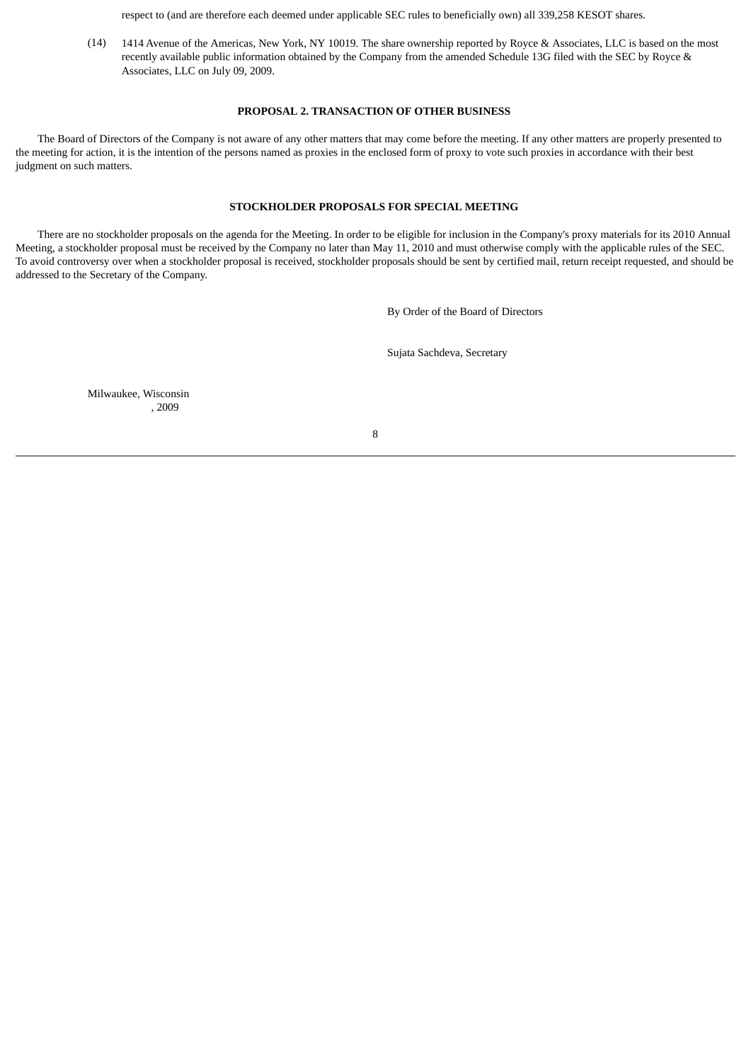respect to (and are therefore each deemed under applicable SEC rules to beneficially own) all 339,258 KESOT shares.

(14) 1414 Avenue of the Americas, New York, NY 10019. The share ownership reported by Royce & Associates, LLC is based on the most recently available public information obtained by the Company from the amended Schedule 13G filed with the SEC by Royce & Associates, LLC on July 09, 2009.

## PROPOSAL 2. TRANSACTION OF OTHER BUSINESS

The Board of Directors of the Company is not aware of any other matters that may come before the meeting. If any other matters are properly presented to the meeting for action, it is the intention of the persons named as proxies in the enclosed form of proxy to vote such proxies in accordance with their best judgment on such matters.

## STOCKHOLDER PROPOSALS FOR SPECIAL MEETING

There are no stockholder proposals on the agenda for the Meeting. In order to be eligible for inclusion in the Company's proxy materials for its 2010 Annual Meeting, a stockholder proposal must be received by the Company no later than May 11, 2010 and must otherwise comply with the applicable rules of the SEC. To avoid controversy over when a stockholder proposal is received, stockholder proposals should be sent by certified mail, return receipt requested, and should be addressed to the Secretary of the Company.

By Order of the Board of Directors

Sujata Sachdeva, Secretary

Milwaukee, Wisconsin
, 2009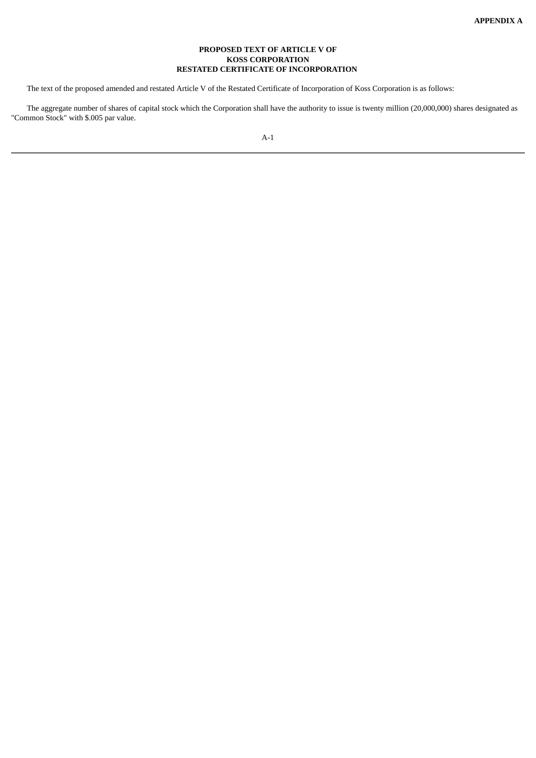**APPENDIX A**

# PROPOSED TEXT OF ARTICLE V OF KOSS CORPORATION RESTATED CERTIFICATE OF INCORPORATION

The text of the proposed amended and restated Article V of the Restated Certificate of Incorporation of Koss Corporation is as follows:

The aggregate number of shares of capital stock which the Corporation shall have the authority to issue is twenty million (20,000,000) shares designated as "Common Stock" with $.005 par value.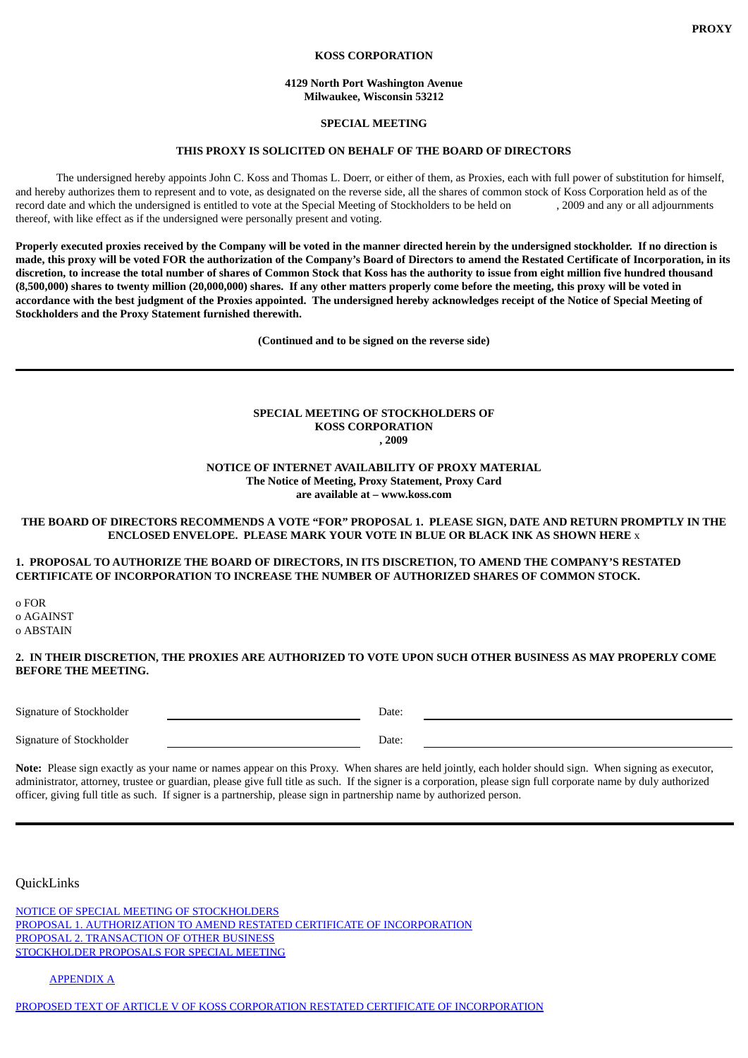**PROXY**

**KOSS CORPORATION**

**4129 North Port Washington Avenue**
**Milwaukee, Wisconsin 53212**

**SPECIAL MEETING**

**THIS PROXY IS SOLICITED ON BEHALF OF THE BOARD OF DIRECTORS**

The undersigned hereby appoints John C. Koss and Thomas L. Doerr, or either of them, as Proxies, each with full power of substitution for himself, and hereby authorizes them to represent and to vote, as designated on the reverse side, all the shares of common stock of Koss Corporation held as of the record date and which the undersigned is entitled to vote at the Special Meeting of Stockholders to be held on , 2009 and any or all adjournments thereof, with like effect as if the undersigned were personally present and voting.

**Properly executed proxies received by the Company will be voted in the manner directed herein by the undersigned stockholder. If no direction is made, this proxy will be voted FOR the authorization of the Company's Board of Directors to amend the Restated Certificate of Incorporation, in its discretion, to increase the total number of shares of Common Stock that Koss has the authority to issue from eight million five hundred thousand (8,500,000) shares to twenty million (20,000,000) shares. If any other matters properly come before the meeting, this proxy will be voted in accordance with the best judgment of the Proxies appointed. The undersigned hereby acknowledges receipt of the Notice of Special Meeting of Stockholders and the Proxy Statement furnished therewith.**

**(Continued and to be signed on the reverse side)**

---

**SPECIAL MEETING OF STOCKHOLDERS OF**
**KOSS CORPORATION**
**, 2009**

**NOTICE OF INTERNET AVAILABILITY OF PROXY MATERIAL**
**The Notice of Meeting, Proxy Statement, Proxy Card**
**are available at – www.koss.com**

**THE BOARD OF DIRECTORS RECOMMENDS A VOTE "FOR" PROPOSAL 1. PLEASE SIGN, DATE AND RETURN PROMPTLY IN THE ENCLOSED ENVELOPE. PLEASE MARK YOUR VOTE IN BLUE OR BLACK INK AS SHOWN HERE** x

**1. PROPOSAL TO AUTHORIZE THE BOARD OF DIRECTORS, IN ITS DISCRETION, TO AMEND THE COMPANY'S RESTATED CERTIFICATE OF INCORPORATION TO INCREASE THE NUMBER OF AUTHORIZED SHARES OF COMMON STOCK.**

o FOR
o AGAINST
o ABSTAIN

**2. IN THEIR DISCRETION, THE PROXIES ARE AUTHORIZED TO VOTE UPON SUCH OTHER BUSINESS AS MAY PROPERLY COME BEFORE THE MEETING.**

| | | | |
|---|---|---|---|
| Signature of Stockholder | ______________________ | Date: | ______________________ |
| Signature of Stockholder | ______________________ | Date: | ______________________ |

**Note:** Please sign exactly as your name or names appear on this Proxy. When shares are held jointly, each holder should sign. When signing as executor, administrator, attorney, trustee or guardian, please give full title as such. If the signer is a corporation, please sign full corporate name by duly authorized officer, giving full title as such. If signer is a partnership, please sign in partnership name by authorized person.

---

QuickLinks

NOTICE OF SPECIAL MEETING OF STOCKHOLDERS
PROPOSAL 1. AUTHORIZATION TO AMEND RESTATED CERTIFICATE OF INCORPORATION
PROPOSAL 2. TRANSACTION OF OTHER BUSINESS
STOCKHOLDER PROPOSALS FOR SPECIAL MEETING

APPENDIX A

PROPOSED TEXT OF ARTICLE V OF KOSS CORPORATION RESTATED CERTIFICATE OF INCORPORATION